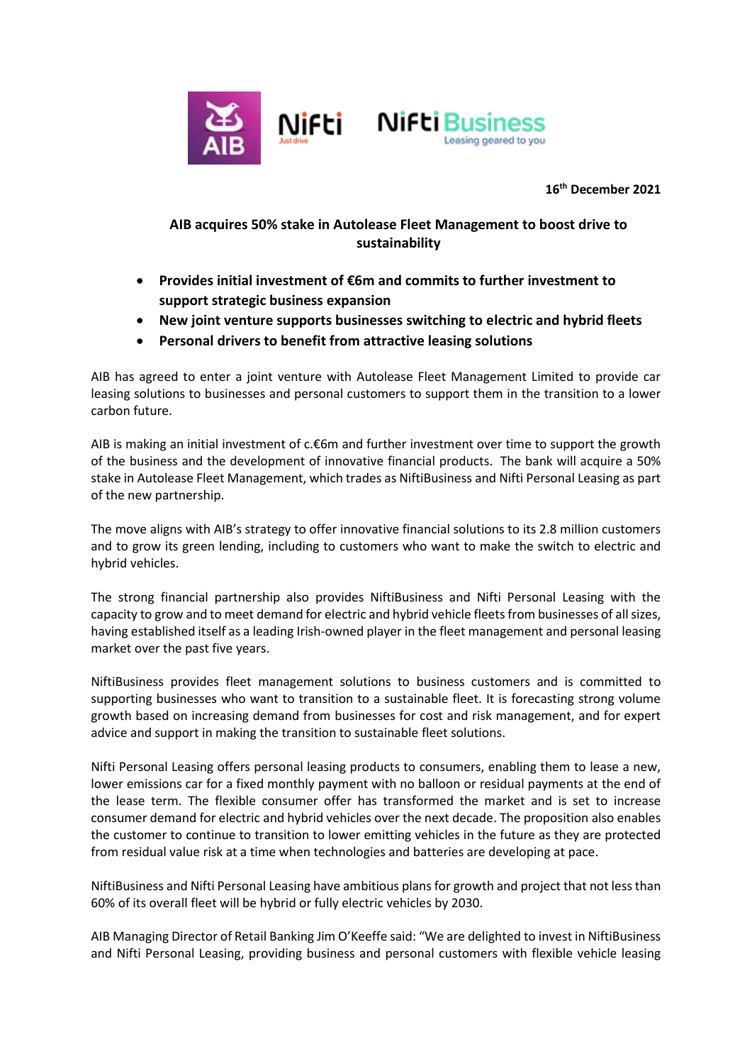16th December 2021

**AIB acquires 50% stake in Autolease Fleet Management to boost drive to sustainability**

- **Provides initial investment of €6m and commits to further investment to support strategic business expansion**
- **New joint venture supports businesses switching to electric and hybrid fleets**
- **Personal drivers to benefit from attractive leasing solutions**

AIB has agreed to enter a joint venture with Autolease Fleet Management Limited to provide car leasing solutions to businesses and personal customers to support them in the transition to a lower carbon future.

AIB is making an initial investment of c.€6m and further investment over time to support the growth of the business and the development of innovative financial products. The bank will acquire a 50% stake in Autolease Fleet Management, which trades as NiftiBusiness and Nifti Personal Leasing as part of the new partnership.

The move aligns with AIB's strategy to offer innovative financial solutions to its 2.8 million customers and to grow its green lending, including to customers who want to make the switch to electric and hybrid vehicles.

The strong financial partnership also provides NiftiBusiness and Nifti Personal Leasing with the capacity to grow and to meet demand for electric and hybrid vehicle fleets from businesses of all sizes, having established itself as a leading Irish-owned player in the fleet management and personal leasing market over the past five years.

NiftiBusiness provides fleet management solutions to business customers and is committed to supporting businesses who want to transition to a sustainable fleet. It is forecasting strong volume growth based on increasing demand from businesses for cost and risk management, and for expert advice and support in making the transition to sustainable fleet solutions.

Nifti Personal Leasing offers personal leasing products to consumers, enabling them to lease a new, lower emissions car for a fixed monthly payment with no balloon or residual payments at the end of the lease term. The flexible consumer offer has transformed the market and is set to increase consumer demand for electric and hybrid vehicles over the next decade. The proposition also enables the customer to continue to transition to lower emitting vehicles in the future as they are protected from residual value risk at a time when technologies and batteries are developing at pace.

NiftiBusiness and Nifti Personal Leasing have ambitious plans for growth and project that not less than 60% of its overall fleet will be hybrid or fully electric vehicles by 2030.

AIB Managing Director of Retail Banking Jim O'Keeffe said: "We are delighted to invest in NiftiBusiness and Nifti Personal Leasing, providing business and personal customers with flexible vehicle leasing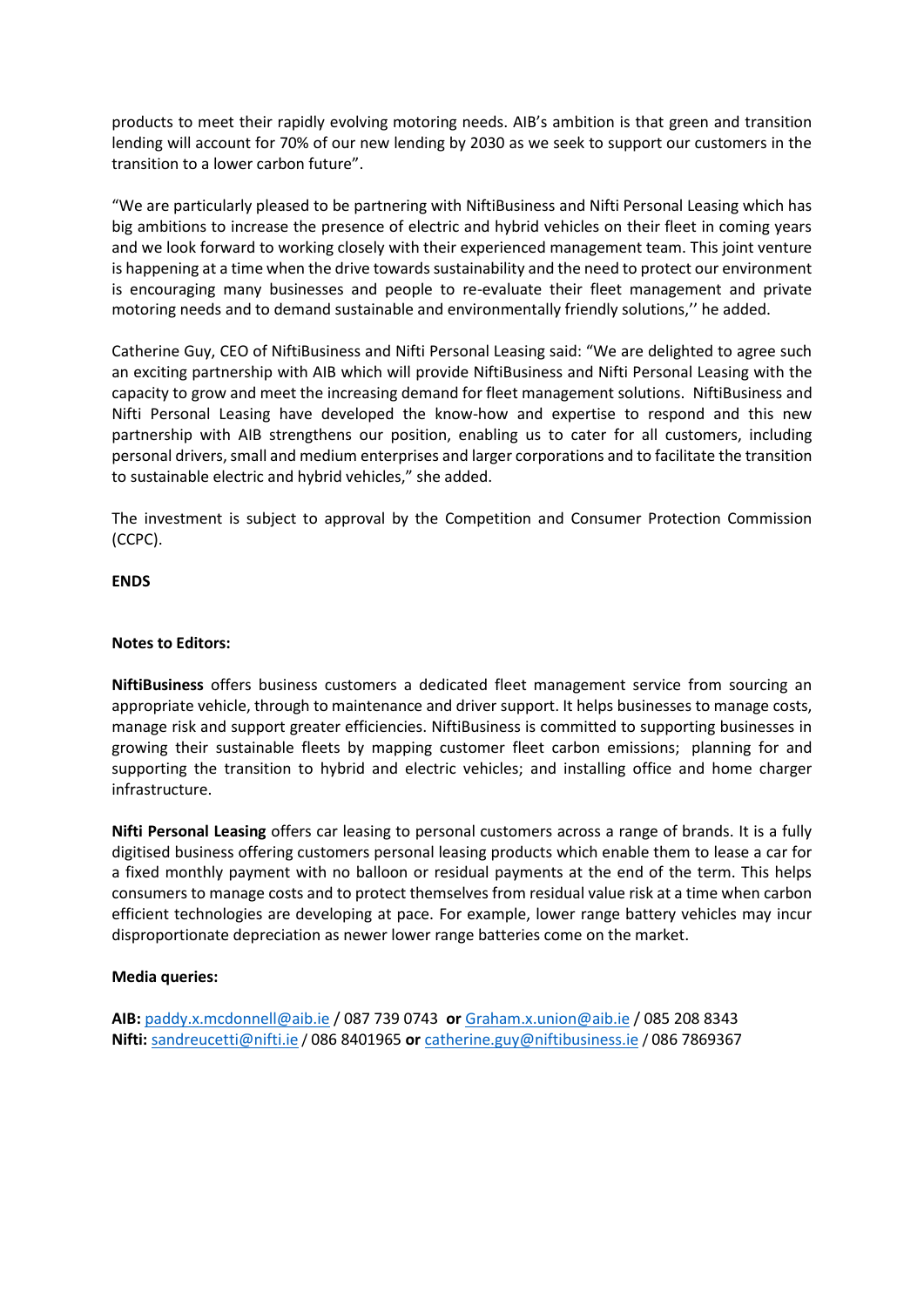products to meet their rapidly evolving motoring needs. AIB's ambition is that green and transition lending will account for 70% of our new lending by 2030 as we seek to support our customers in the transition to a lower carbon future".

"We are particularly pleased to be partnering with NiftiBusiness and Nifti Personal Leasing which has big ambitions to increase the presence of electric and hybrid vehicles on their fleet in coming years and we look forward to working closely with their experienced management team. This joint venture is happening at a time when the drive towards sustainability and the need to protect our environment is encouraging many businesses and people to re-evaluate their fleet management and private motoring needs and to demand sustainable and environmentally friendly solutions,'' he added.

Catherine Guy, CEO of NiftiBusiness and Nifti Personal Leasing said: "We are delighted to agree such an exciting partnership with AIB which will provide NiftiBusiness and Nifti Personal Leasing with the capacity to grow and meet the increasing demand for fleet management solutions. NiftiBusiness and Nifti Personal Leasing have developed the know-how and expertise to respond and this new partnership with AIB strengthens our position, enabling us to cater for all customers, including personal drivers, small and medium enterprises and larger corporations and to facilitate the transition to sustainable electric and hybrid vehicles," she added.

The investment is subject to approval by the Competition and Consumer Protection Commission (CCPC).

**ENDS**

**Notes to Editors:**

**NiftiBusiness** offers business customers a dedicated fleet management service from sourcing an appropriate vehicle, through to maintenance and driver support. It helps businesses to manage costs, manage risk and support greater efficiencies. NiftiBusiness is committed to supporting businesses in growing their sustainable fleets by mapping customer fleet carbon emissions; planning for and supporting the transition to hybrid and electric vehicles; and installing office and home charger infrastructure.

**Nifti Personal Leasing** offers car leasing to personal customers across a range of brands. It is a fully digitised business offering customers personal leasing products which enable them to lease a car for a fixed monthly payment with no balloon or residual payments at the end of the term. This helps consumers to manage costs and to protect themselves from residual value risk at a time when carbon efficient technologies are developing at pace. For example, lower range battery vehicles may incur disproportionate depreciation as newer lower range batteries come on the market.

**Media queries:**

**AIB:** paddy.x.mcdonnell@aib.ie / 087 739 0743 **or** Graham.x.union@aib.ie / 085 208 8343
**Nifti:** sandreucetti@nifti.ie / 086 8401965 **or** catherine.guy@niftibusiness.ie / 086 7869367